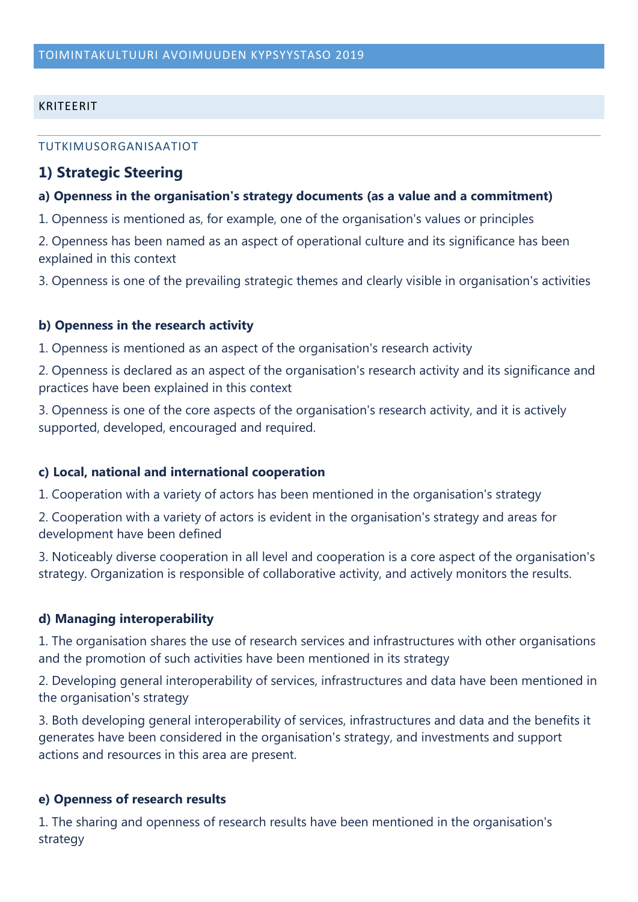TOIMINTAKULTUURI AVOIMUUDEN KYPSYYSTASO 2019

KRITEERIT

TUTKIMUSORGANISAATIOT

## 1) Strategic Steering

### a) Openness in the organisation's strategy documents (as a value and a commitment)

1. Openness is mentioned as, for example, one of the organisation's values or principles

2. Openness has been named as an aspect of operational culture and its significance has been explained in this context

3. Openness is one of the prevailing strategic themes and clearly visible in organisation's activities

### b) Openness in the research activity

1. Openness is mentioned as an aspect of the organisation's research activity

2. Openness is declared as an aspect of the organisation's research activity and its significance and practices have been explained in this context

3. Openness is one of the core aspects of the organisation's research activity, and it is actively supported, developed, encouraged and required.

### c) Local, national and international cooperation

1. Cooperation with a variety of actors has been mentioned in the organisation's strategy

2. Cooperation with a variety of actors is evident in the organisation's strategy and areas for development have been defined

3. Noticeably diverse cooperation in all level and cooperation is a core aspect of the organisation's strategy. Organization is responsible of collaborative activity, and actively monitors the results.

### d) Managing interoperability

1. The organisation shares the use of research services and infrastructures with other organisations and the promotion of such activities have been mentioned in its strategy

2. Developing general interoperability of services, infrastructures and data have been mentioned in the organisation's strategy

3. Both developing general interoperability of services, infrastructures and data and the benefits it generates have been considered in the organisation's strategy, and investments and support actions and resources in this area are present.

### e) Openness of research results

1. The sharing and openness of research results have been mentioned in the organisation's strategy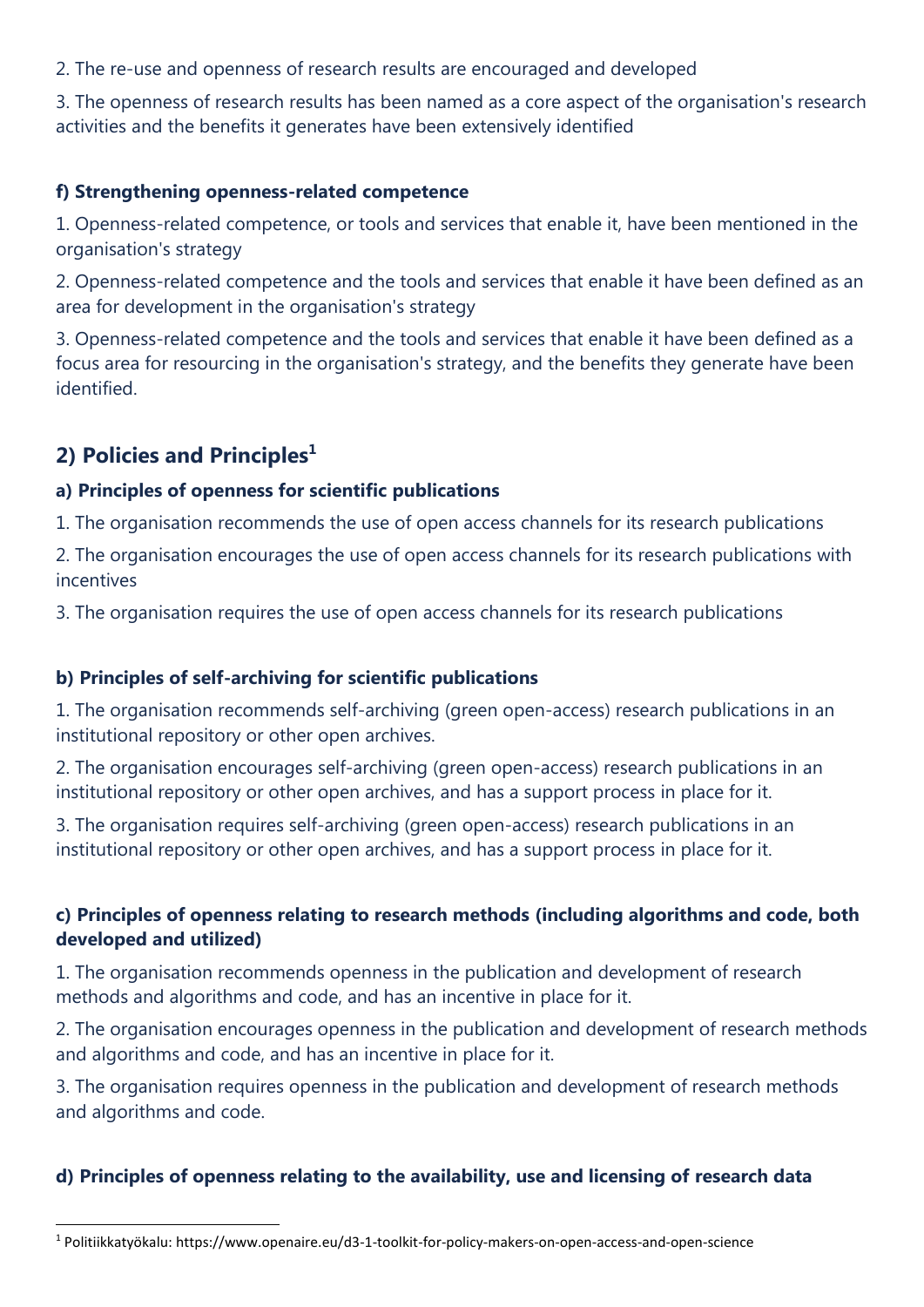2. The re-use and openness of research results are encouraged and developed

3. The openness of research results has been named as a core aspect of the organisation's research activities and the benefits it generates have been extensively identified

#### f) Strengthening openness-related competence

1. Openness-related competence, or tools and services that enable it, have been mentioned in the organisation's strategy

2. Openness-related competence and the tools and services that enable it have been defined as an area for development in the organisation's strategy

3. Openness-related competence and the tools and services that enable it have been defined as a focus area for resourcing in the organisation's strategy, and the benefits they generate have been identified.

## 2) Policies and Principles[1]

#### a) Principles of openness for scientific publications

1. The organisation recommends the use of open access channels for its research publications

2. The organisation encourages the use of open access channels for its research publications with incentives

3. The organisation requires the use of open access channels for its research publications

#### b) Principles of self-archiving for scientific publications

1. The organisation recommends self-archiving (green open-access) research publications in an institutional repository or other open archives.

2. The organisation encourages self-archiving (green open-access) research publications in an institutional repository or other open archives, and has a support process in place for it.

3. The organisation requires self-archiving (green open-access) research publications in an institutional repository or other open archives, and has a support process in place for it.

#### c) Principles of openness relating to research methods (including algorithms and code, both developed and utilized)

1. The organisation recommends openness in the publication and development of research methods and algorithms and code, and has an incentive in place for it.

2. The organisation encourages openness in the publication and development of research methods and algorithms and code, and has an incentive in place for it.

3. The organisation requires openness in the publication and development of research methods and algorithms and code.

#### d) Principles of openness relating to the availability, use and licensing of research data

[1] Politiikkatyökalu: https://www.openaire.eu/d3-1-toolkit-for-policy-makers-on-open-access-and-open-science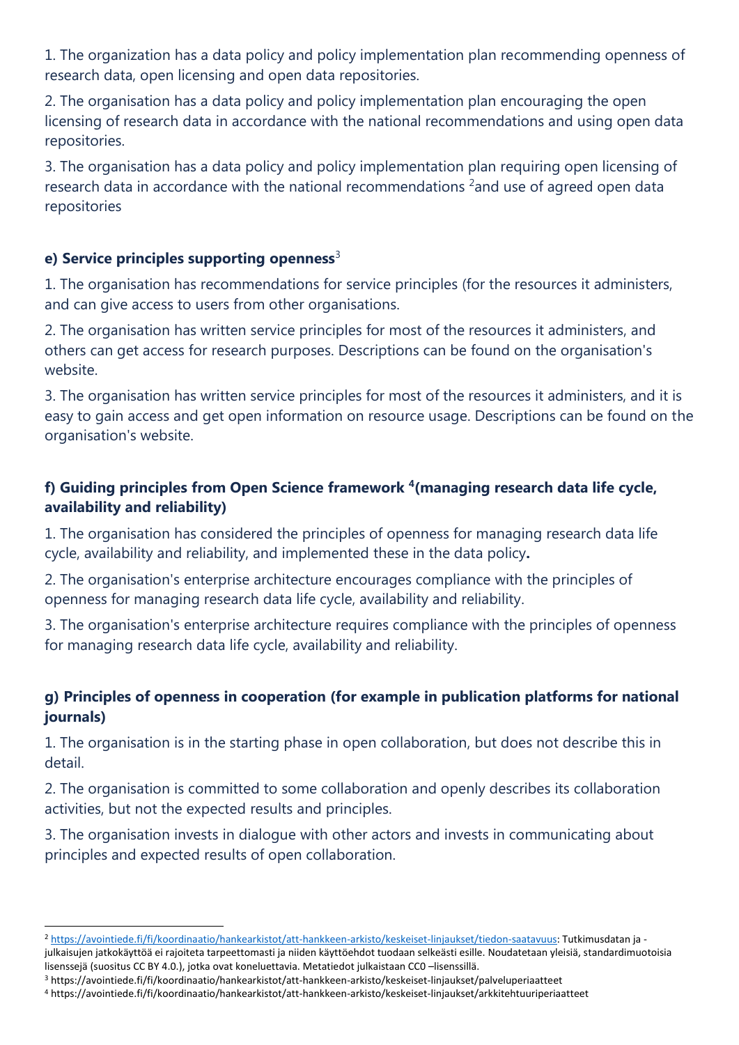1. The organization has a data policy and policy implementation plan recommending openness of research data, open licensing and open data repositories.

2. The organisation has a data policy and policy implementation plan encouraging the open licensing of research data in accordance with the national recommendations and using open data repositories.

3. The organisation has a data policy and policy implementation plan requiring open licensing of research data in accordance with the national recommendations [2]and use of agreed open data repositories

### e) Service principles supporting openness[3]

1. The organisation has recommendations for service principles (for the resources it administers, and can give access to users from other organisations.

2. The organisation has written service principles for most of the resources it administers, and others can get access for research purposes. Descriptions can be found on the organisation's website.

3. The organisation has written service principles for most of the resources it administers, and it is easy to gain access and get open information on resource usage. Descriptions can be found on the organisation's website.

### f) Guiding principles from Open Science framework [4](managing research data life cycle, availability and reliability)

1. The organisation has considered the principles of openness for managing research data life cycle, availability and reliability, and implemented these in the data policy**.**

2. The organisation's enterprise architecture encourages compliance with the principles of openness for managing research data life cycle, availability and reliability.

3. The organisation's enterprise architecture requires compliance with the principles of openness for managing research data life cycle, availability and reliability.

### g) Principles of openness in cooperation (for example in publication platforms for national journals)

1. The organisation is in the starting phase in open collaboration, but does not describe this in detail.

2. The organisation is committed to some collaboration and openly describes its collaboration activities, but not the expected results and principles.

3. The organisation invests in dialogue with other actors and invests in communicating about principles and expected results of open collaboration.

---

[2] https://avointiede.fi/fi/koordinaatio/hankearkistot/att-hankkeen-arkisto/keskeiset-linjaukset/tiedon-saatavuus: Tutkimusdatan ja -julkaisujen jatkokäyttöä ei rajoiteta tarpeettomasti ja niiden käyttöehdot tuodaan selkeästi esille. Noudatetaan yleisiä, standardimuotoisia lisenssejä (suositus CC BY 4.0.), jotka ovat koneluettavia. Metatiedot julkaistaan CC0 –lisenssillä.

[3] https://avointiede.fi/fi/koordinaatio/hankearkistot/att-hankkeen-arkisto/keskeiset-linjaukset/palveluperiaatteet

[4] https://avointiede.fi/fi/koordinaatio/hankearkistot/att-hankkeen-arkisto/keskeiset-linjaukset/arkkitehtuuriperiaatteet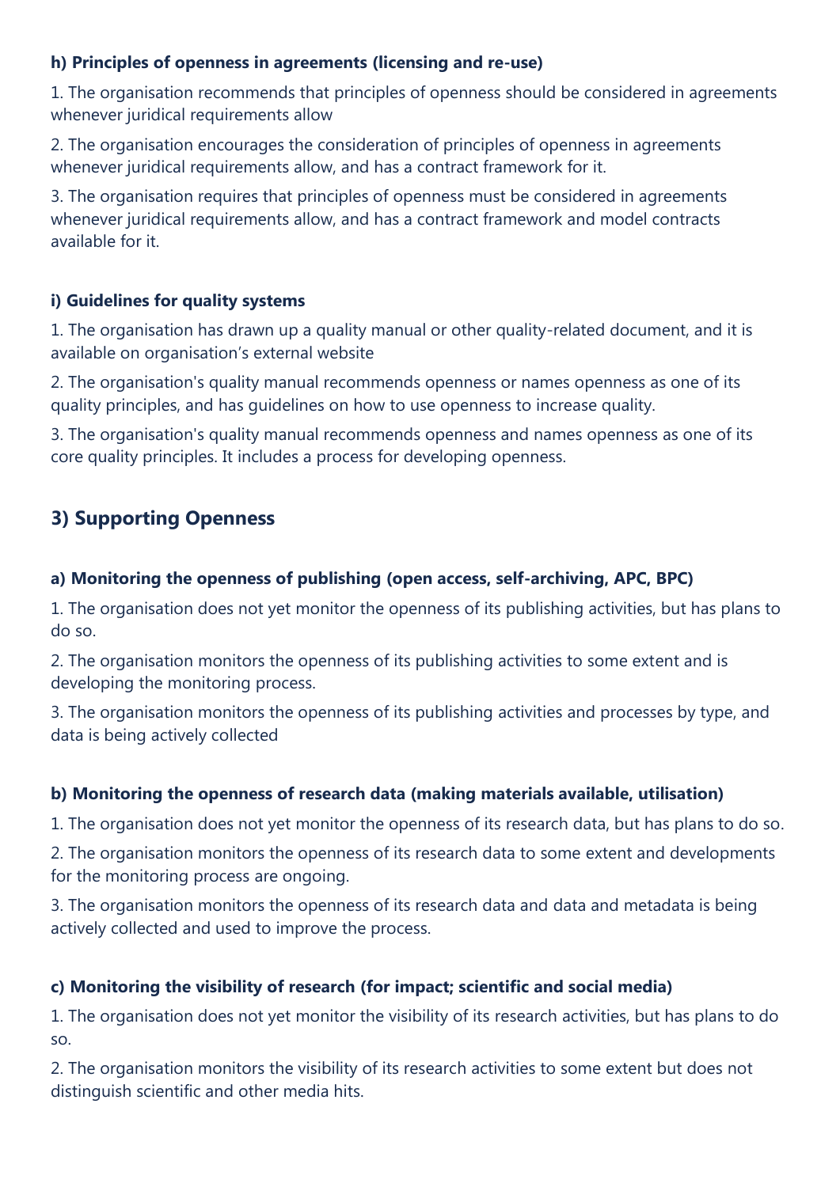#### h) Principles of openness in agreements (licensing and re-use)

1. The organisation recommends that principles of openness should be considered in agreements whenever juridical requirements allow

2. The organisation encourages the consideration of principles of openness in agreements whenever juridical requirements allow, and has a contract framework for it.

3. The organisation requires that principles of openness must be considered in agreements whenever juridical requirements allow, and has a contract framework and model contracts available for it.

#### i) Guidelines for quality systems

1. The organisation has drawn up a quality manual or other quality-related document, and it is available on organisation’s external website

2. The organisation's quality manual recommends openness or names openness as one of its quality principles, and has guidelines on how to use openness to increase quality.

3. The organisation's quality manual recommends openness and names openness as one of its core quality principles. It includes a process for developing openness.

### 3) Supporting Openness

#### a) Monitoring the openness of publishing (open access, self-archiving, APC, BPC)

1. The organisation does not yet monitor the openness of its publishing activities, but has plans to do so.

2. The organisation monitors the openness of its publishing activities to some extent and is developing the monitoring process.

3. The organisation monitors the openness of its publishing activities and processes by type, and data is being actively collected

#### b) Monitoring the openness of research data (making materials available, utilisation)

1. The organisation does not yet monitor the openness of its research data, but has plans to do so.

2. The organisation monitors the openness of its research data to some extent and developments for the monitoring process are ongoing.

3. The organisation monitors the openness of its research data and data and metadata is being actively collected and used to improve the process.

#### c) Monitoring the visibility of research (for impact; scientific and social media)

1. The organisation does not yet monitor the visibility of its research activities, but has plans to do so.

2. The organisation monitors the visibility of its research activities to some extent but does not distinguish scientific and other media hits.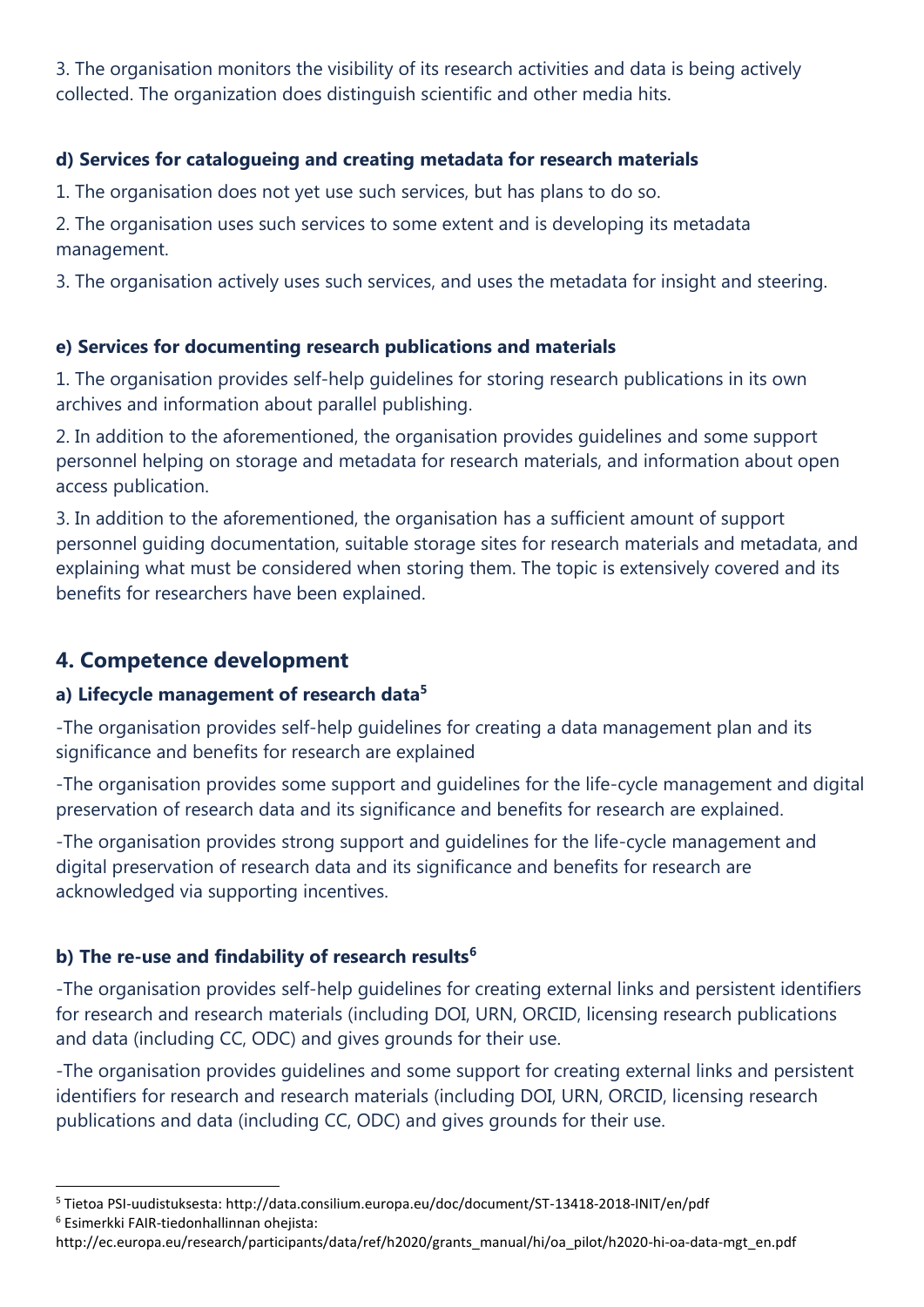3. The organisation monitors the visibility of its research activities and data is being actively collected. The organization does distinguish scientific and other media hits.

**d) Services for catalogueing and creating metadata for research materials**

1. The organisation does not yet use such services, but has plans to do so.

2. The organisation uses such services to some extent and is developing its metadata management.

3. The organisation actively uses such services, and uses the metadata for insight and steering.

**e) Services for documenting research publications and materials**

1. The organisation provides self-help guidelines for storing research publications in its own archives and information about parallel publishing.

2. In addition to the aforementioned, the organisation provides guidelines and some support personnel helping on storage and metadata for research materials, and information about open access publication.

3. In addition to the aforementioned, the organisation has a sufficient amount of support personnel guiding documentation, suitable storage sites for research materials and metadata, and explaining what must be considered when storing them. The topic is extensively covered and its benefits for researchers have been explained.

## 4. Competence development

### a) Lifecycle management of research data[5]

-The organisation provides self-help guidelines for creating a data management plan and its significance and benefits for research are explained

-The organisation provides some support and guidelines for the life-cycle management and digital preservation of research data and its significance and benefits for research are explained.

-The organisation provides strong support and guidelines for the life-cycle management and digital preservation of research data and its significance and benefits for research are acknowledged via supporting incentives.

### b) The re-use and findability of research results[6]

-The organisation provides self-help guidelines for creating external links and persistent identifiers for research and research materials (including DOI, URN, ORCID, licensing research publications and data (including CC, ODC) and gives grounds for their use.

-The organisation provides guidelines and some support for creating external links and persistent identifiers for research and research materials (including DOI, URN, ORCID, licensing research publications and data (including CC, ODC) and gives grounds for their use.

---

[5] Tietoa PSI-uudistuksesta: http://data.consilium.europa.eu/doc/document/ST-13418-2018-INIT/en/pdf

[6] Esimerkki FAIR-tiedonhallinnan ohejista: http://ec.europa.eu/research/participants/data/ref/h2020/grants_manual/hi/oa_pilot/h2020-hi-oa-data-mgt_en.pdf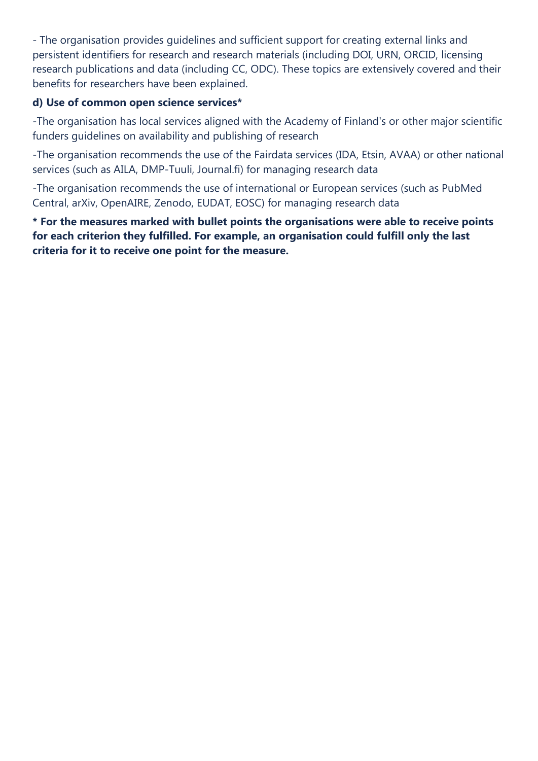- The organisation provides guidelines and sufficient support for creating external links and persistent identifiers for research and research materials (including DOI, URN, ORCID, licensing research publications and data (including CC, ODC). These topics are extensively covered and their benefits for researchers have been explained.

**d) Use of common open science services***

-The organisation has local services aligned with the Academy of Finland's or other major scientific funders guidelines on availability and publishing of research

-The organisation recommends the use of the Fairdata services (IDA, Etsin, AVAA) or other national services (such as AILA, DMP-Tuuli, Journal.fi) for managing research data

-The organisation recommends the use of international or European services (such as PubMed Central, arXiv, OpenAIRE, Zenodo, EUDAT, EOSC) for managing research data

**\* For the measures marked with bullet points the organisations were able to receive points for each criterion they fulfilled. For example, an organisation could fulfill only the last criteria for it to receive one point for the measure.**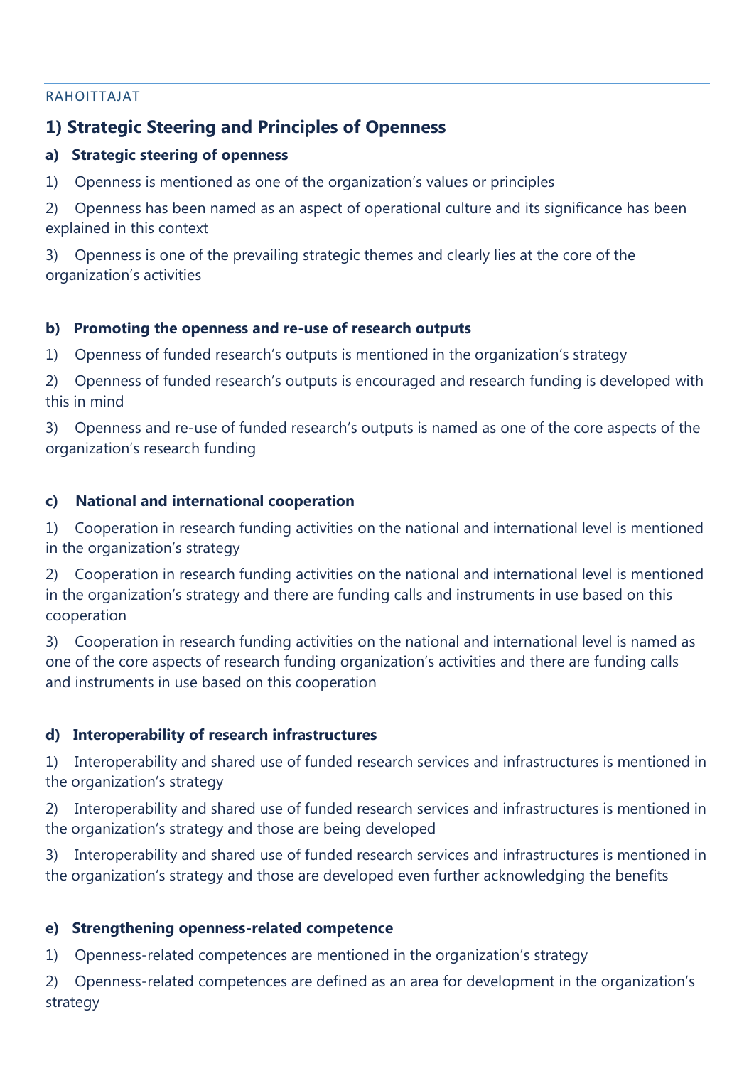## 1) Strategic Steering and Principles of Openness

### a) Strategic steering of openness

1) Openness is mentioned as one of the organization's values or principles

2) Openness has been named as an aspect of operational culture and its significance has been explained in this context

3) Openness is one of the prevailing strategic themes and clearly lies at the core of the organization's activities

### b) Promoting the openness and re-use of research outputs

1) Openness of funded research's outputs is mentioned in the organization's strategy

2) Openness of funded research's outputs is encouraged and research funding is developed with this in mind

3) Openness and re-use of funded research's outputs is named as one of the core aspects of the organization's research funding

### c) National and international cooperation

1) Cooperation in research funding activities on the national and international level is mentioned in the organization's strategy

2) Cooperation in research funding activities on the national and international level is mentioned in the organization's strategy and there are funding calls and instruments in use based on this cooperation

3) Cooperation in research funding activities on the national and international level is named as one of the core aspects of research funding organization's activities and there are funding calls and instruments in use based on this cooperation

### d) Interoperability of research infrastructures

1) Interoperability and shared use of funded research services and infrastructures is mentioned in the organization's strategy

2) Interoperability and shared use of funded research services and infrastructures is mentioned in the organization's strategy and those are being developed

3) Interoperability and shared use of funded research services and infrastructures is mentioned in the organization's strategy and those are developed even further acknowledging the benefits

### e) Strengthening openness-related competence

1) Openness-related competences are mentioned in the organization's strategy

2) Openness-related competences are defined as an area for development in the organization's strategy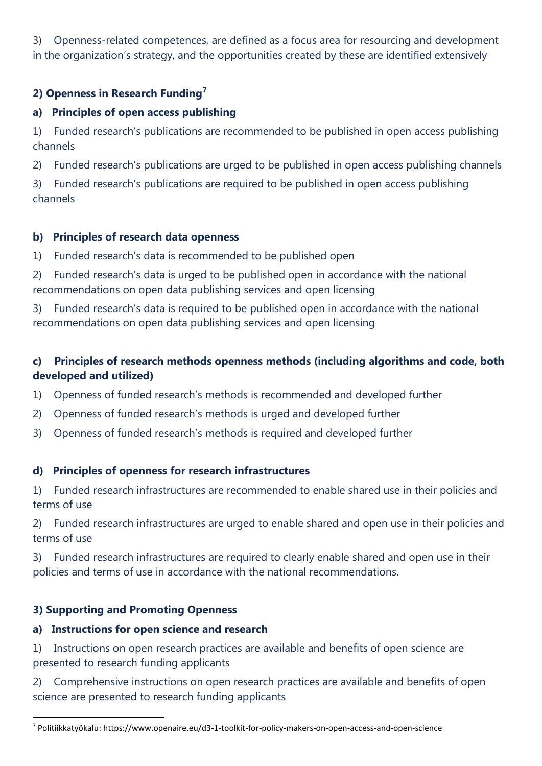3) Openness-related competences, are defined as a focus area for resourcing and development in the organization's strategy, and the opportunities created by these are identified extensively

### 2) Openness in Research Funding[7]

#### a) Principles of open access publishing

1) Funded research's publications are recommended to be published in open access publishing channels

2) Funded research's publications are urged to be published in open access publishing channels

3) Funded research's publications are required to be published in open access publishing channels

#### b) Principles of research data openness

1) Funded research's data is recommended to be published open

2) Funded research's data is urged to be published open in accordance with the national recommendations on open data publishing services and open licensing

3) Funded research's data is required to be published open in accordance with the national recommendations on open data publishing services and open licensing

#### c) Principles of research methods openness methods (including algorithms and code, both developed and utilized)

1) Openness of funded research's methods is recommended and developed further

2) Openness of funded research's methods is urged and developed further

3) Openness of funded research's methods is required and developed further

#### d) Principles of openness for research infrastructures

1) Funded research infrastructures are recommended to enable shared use in their policies and terms of use

2) Funded research infrastructures are urged to enable shared and open use in their policies and terms of use

3) Funded research infrastructures are required to clearly enable shared and open use in their policies and terms of use in accordance with the national recommendations.

### 3) Supporting and Promoting Openness

#### a) Instructions for open science and research

1) Instructions on open research practices are available and benefits of open science are presented to research funding applicants

2) Comprehensive instructions on open research practices are available and benefits of open science are presented to research funding applicants

---

[7] Politiikkatyökalu: https://www.openaire.eu/d3-1-toolkit-for-policy-makers-on-open-access-and-open-science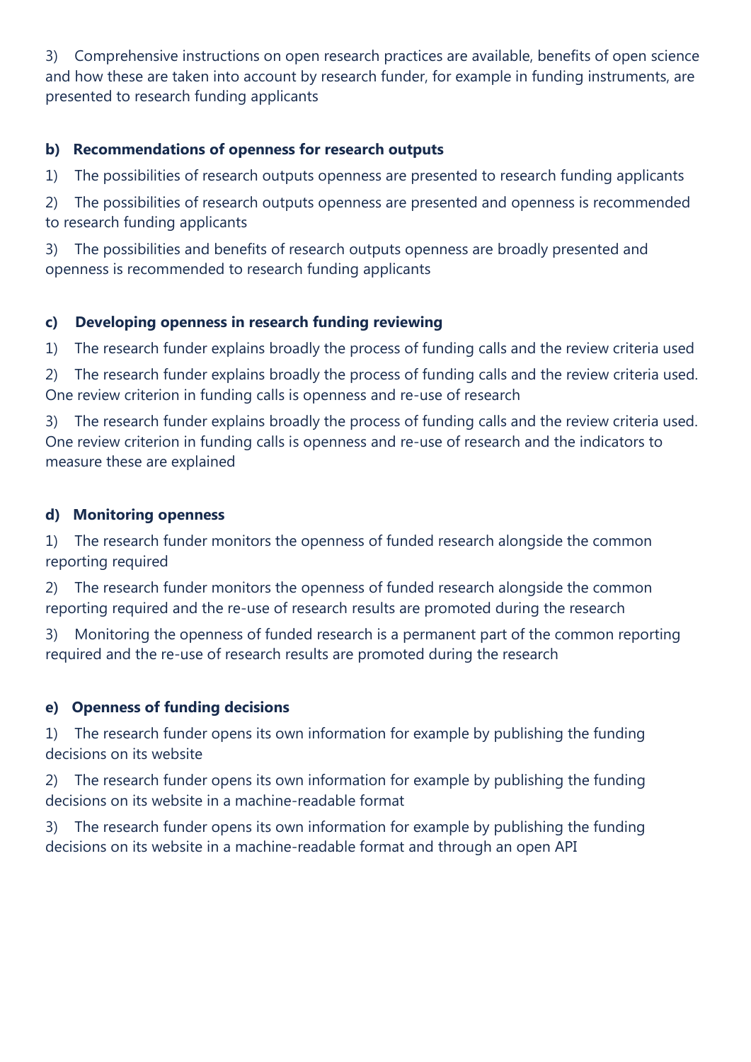3) Comprehensive instructions on open research practices are available, benefits of open science and how these are taken into account by research funder, for example in funding instruments, are presented to research funding applicants

**b) Recommendations of openness for research outputs**

1) The possibilities of research outputs openness are presented to research funding applicants

2) The possibilities of research outputs openness are presented and openness is recommended to research funding applicants

3) The possibilities and benefits of research outputs openness are broadly presented and openness is recommended to research funding applicants

**c) Developing openness in research funding reviewing**

1) The research funder explains broadly the process of funding calls and the review criteria used

2) The research funder explains broadly the process of funding calls and the review criteria used. One review criterion in funding calls is openness and re-use of research

3) The research funder explains broadly the process of funding calls and the review criteria used. One review criterion in funding calls is openness and re-use of research and the indicators to measure these are explained

**d) Monitoring openness**

1) The research funder monitors the openness of funded research alongside the common reporting required

2) The research funder monitors the openness of funded research alongside the common reporting required and the re-use of research results are promoted during the research

3) Monitoring the openness of funded research is a permanent part of the common reporting required and the re-use of research results are promoted during the research

**e) Openness of funding decisions**

1) The research funder opens its own information for example by publishing the funding decisions on its website

2) The research funder opens its own information for example by publishing the funding decisions on its website in a machine-readable format

3) The research funder opens its own information for example by publishing the funding decisions on its website in a machine-readable format and through an open API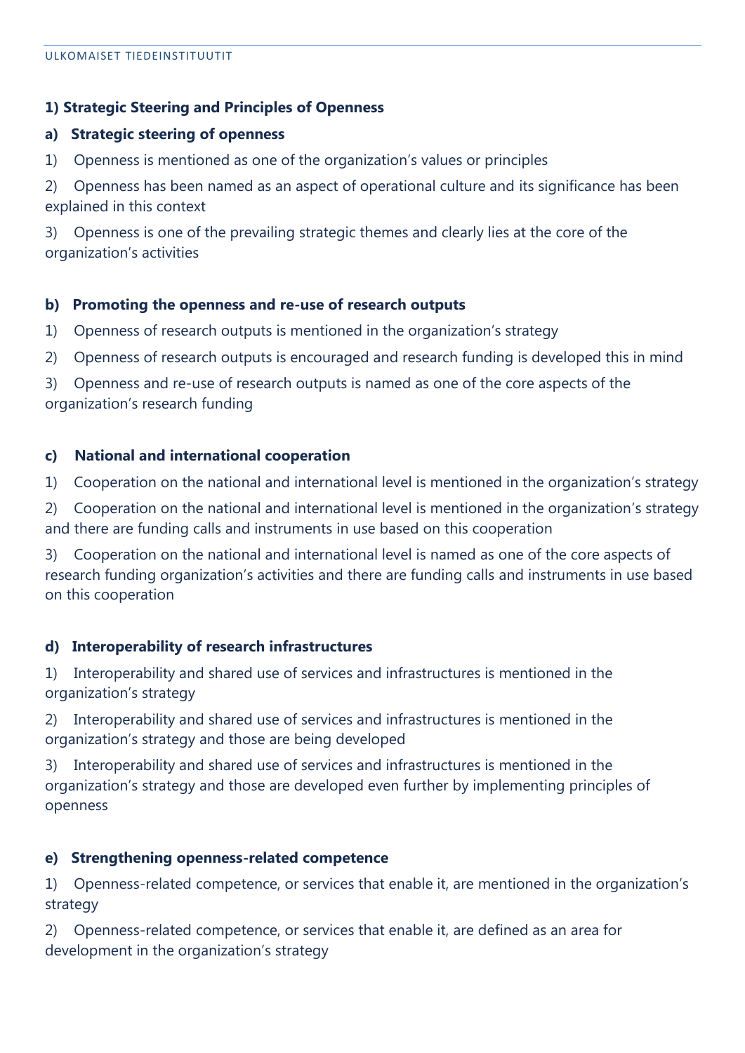**1) Strategic Steering and Principles of Openness**

**a) Strategic steering of openness**

1) Openness is mentioned as one of the organization's values or principles

2) Openness has been named as an aspect of operational culture and its significance has been explained in this context

3) Openness is one of the prevailing strategic themes and clearly lies at the core of the organization's activities

**b) Promoting the openness and re-use of research outputs**

1) Openness of research outputs is mentioned in the organization's strategy

2) Openness of research outputs is encouraged and research funding is developed this in mind

3) Openness and re-use of research outputs is named as one of the core aspects of the organization's research funding

**c) National and international cooperation**

1) Cooperation on the national and international level is mentioned in the organization's strategy

2) Cooperation on the national and international level is mentioned in the organization's strategy and there are funding calls and instruments in use based on this cooperation

3) Cooperation on the national and international level is named as one of the core aspects of research funding organization's activities and there are funding calls and instruments in use based on this cooperation

**d) Interoperability of research infrastructures**

1) Interoperability and shared use of services and infrastructures is mentioned in the organization's strategy

2) Interoperability and shared use of services and infrastructures is mentioned in the organization's strategy and those are being developed

3) Interoperability and shared use of services and infrastructures is mentioned in the organization's strategy and those are developed even further by implementing principles of openness

**e) Strengthening openness-related competence**

1) Openness-related competence, or services that enable it, are mentioned in the organization's strategy

2) Openness-related competence, or services that enable it, are defined as an area for development in the organization's strategy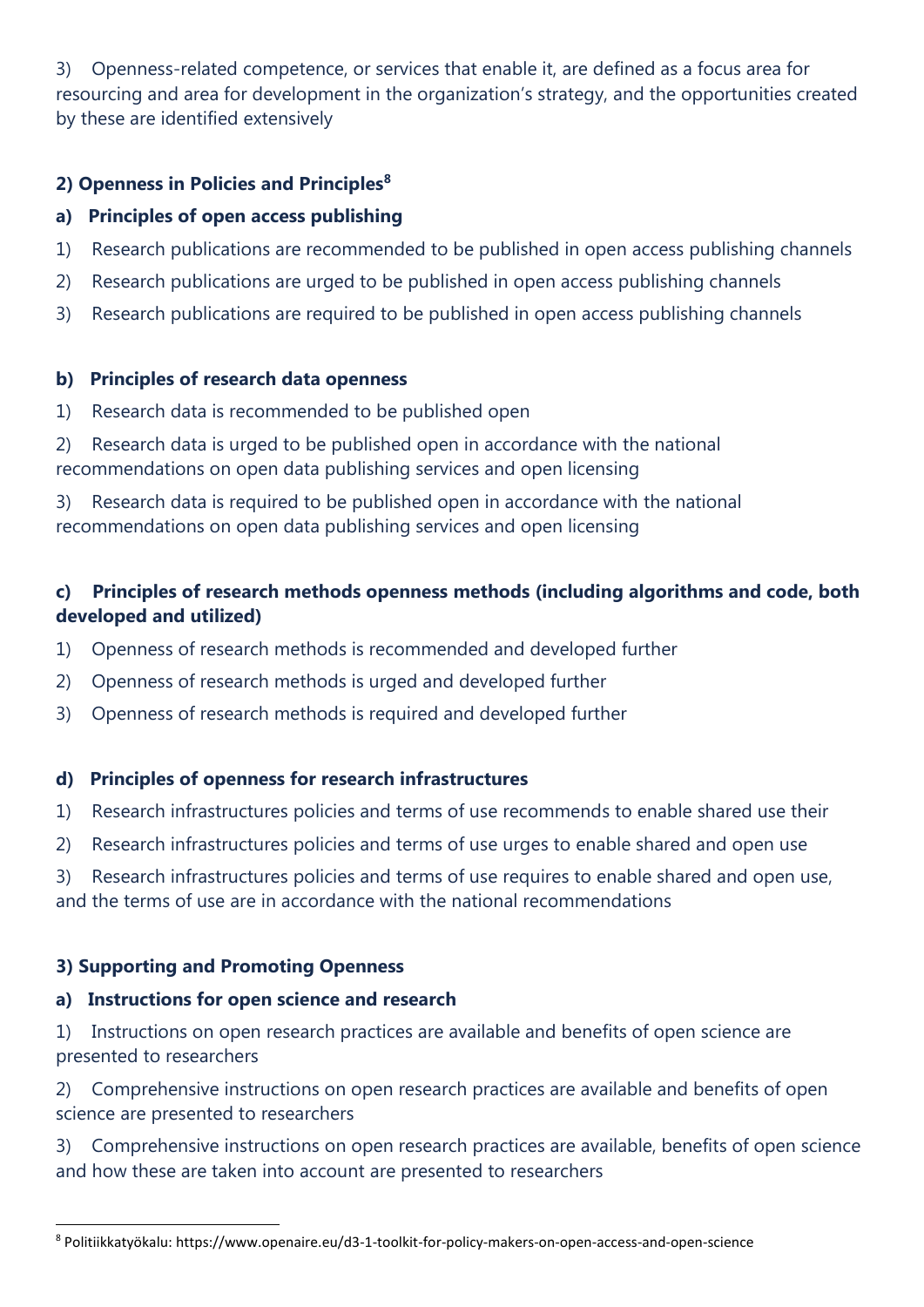3) Openness-related competence, or services that enable it, are defined as a focus area for resourcing and area for development in the organization's strategy, and the opportunities created by these are identified extensively

### 2) Openness in Policies and Principles[8]

#### a) Principles of open access publishing

1) Research publications are recommended to be published in open access publishing channels

2) Research publications are urged to be published in open access publishing channels

3) Research publications are required to be published in open access publishing channels

#### b) Principles of research data openness

1) Research data is recommended to be published open

2) Research data is urged to be published open in accordance with the national recommendations on open data publishing services and open licensing

3) Research data is required to be published open in accordance with the national recommendations on open data publishing services and open licensing

#### c) Principles of research methods openness methods (including algorithms and code, both developed and utilized)

1) Openness of research methods is recommended and developed further

2) Openness of research methods is urged and developed further

3) Openness of research methods is required and developed further

#### d) Principles of openness for research infrastructures

1) Research infrastructures policies and terms of use recommends to enable shared use their

2) Research infrastructures policies and terms of use urges to enable shared and open use

3) Research infrastructures policies and terms of use requires to enable shared and open use, and the terms of use are in accordance with the national recommendations

### 3) Supporting and Promoting Openness

#### a) Instructions for open science and research

1) Instructions on open research practices are available and benefits of open science are presented to researchers

2) Comprehensive instructions on open research practices are available and benefits of open science are presented to researchers

3) Comprehensive instructions on open research practices are available, benefits of open science and how these are taken into account are presented to researchers

---

[8] Politiikkatyökalu: https://www.openaire.eu/d3-1-toolkit-for-policy-makers-on-open-access-and-open-science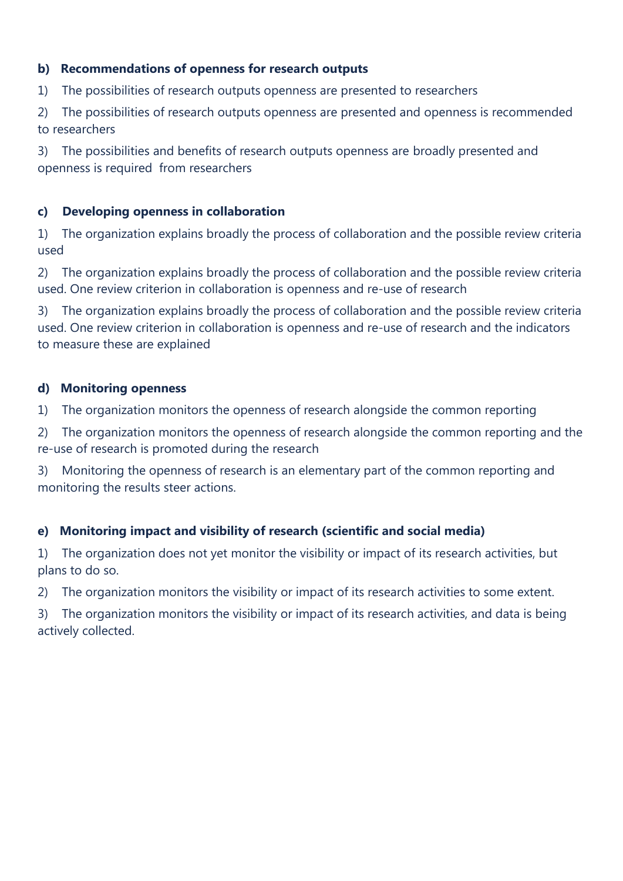**b) Recommendations of openness for research outputs**

1) The possibilities of research outputs openness are presented to researchers

2) The possibilities of research outputs openness are presented and openness is recommended to researchers

3) The possibilities and benefits of research outputs openness are broadly presented and openness is required from researchers

**c) Developing openness in collaboration**

1) The organization explains broadly the process of collaboration and the possible review criteria used

2) The organization explains broadly the process of collaboration and the possible review criteria used. One review criterion in collaboration is openness and re-use of research

3) The organization explains broadly the process of collaboration and the possible review criteria used. One review criterion in collaboration is openness and re-use of research and the indicators to measure these are explained

**d) Monitoring openness**

1) The organization monitors the openness of research alongside the common reporting

2) The organization monitors the openness of research alongside the common reporting and the re-use of research is promoted during the research

3) Monitoring the openness of research is an elementary part of the common reporting and monitoring the results steer actions.

**e) Monitoring impact and visibility of research (scientific and social media)**

1) The organization does not yet monitor the visibility or impact of its research activities, but plans to do so.

2) The organization monitors the visibility or impact of its research activities to some extent.

3) The organization monitors the visibility or impact of its research activities, and data is being actively collected.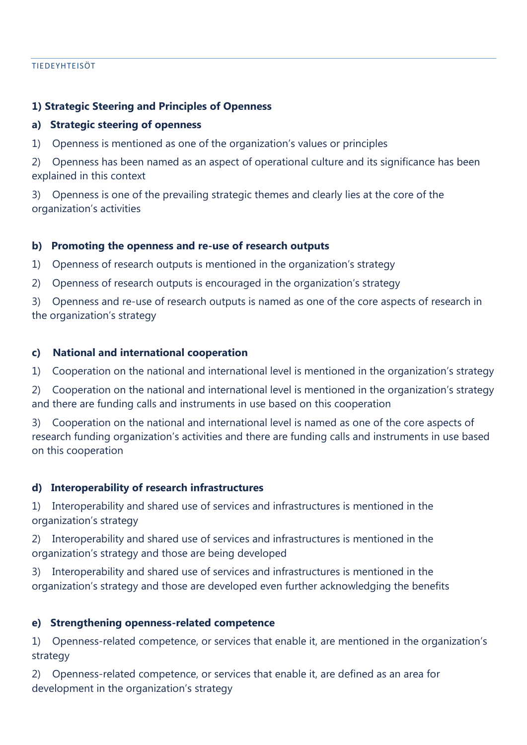**1) Strategic Steering and Principles of Openness**

**a) Strategic steering of openness**

1) Openness is mentioned as one of the organization's values or principles

2) Openness has been named as an aspect of operational culture and its significance has been explained in this context

3) Openness is one of the prevailing strategic themes and clearly lies at the core of the organization's activities

**b) Promoting the openness and re-use of research outputs**

1) Openness of research outputs is mentioned in the organization's strategy

2) Openness of research outputs is encouraged in the organization's strategy

3) Openness and re-use of research outputs is named as one of the core aspects of research in the organization's strategy

**c) National and international cooperation**

1) Cooperation on the national and international level is mentioned in the organization's strategy

2) Cooperation on the national and international level is mentioned in the organization's strategy and there are funding calls and instruments in use based on this cooperation

3) Cooperation on the national and international level is named as one of the core aspects of research funding organization's activities and there are funding calls and instruments in use based on this cooperation

**d) Interoperability of research infrastructures**

1) Interoperability and shared use of services and infrastructures is mentioned in the organization's strategy

2) Interoperability and shared use of services and infrastructures is mentioned in the organization's strategy and those are being developed

3) Interoperability and shared use of services and infrastructures is mentioned in the organization's strategy and those are developed even further acknowledging the benefits

**e) Strengthening openness-related competence**

1) Openness-related competence, or services that enable it, are mentioned in the organization's strategy

2) Openness-related competence, or services that enable it, are defined as an area for development in the organization's strategy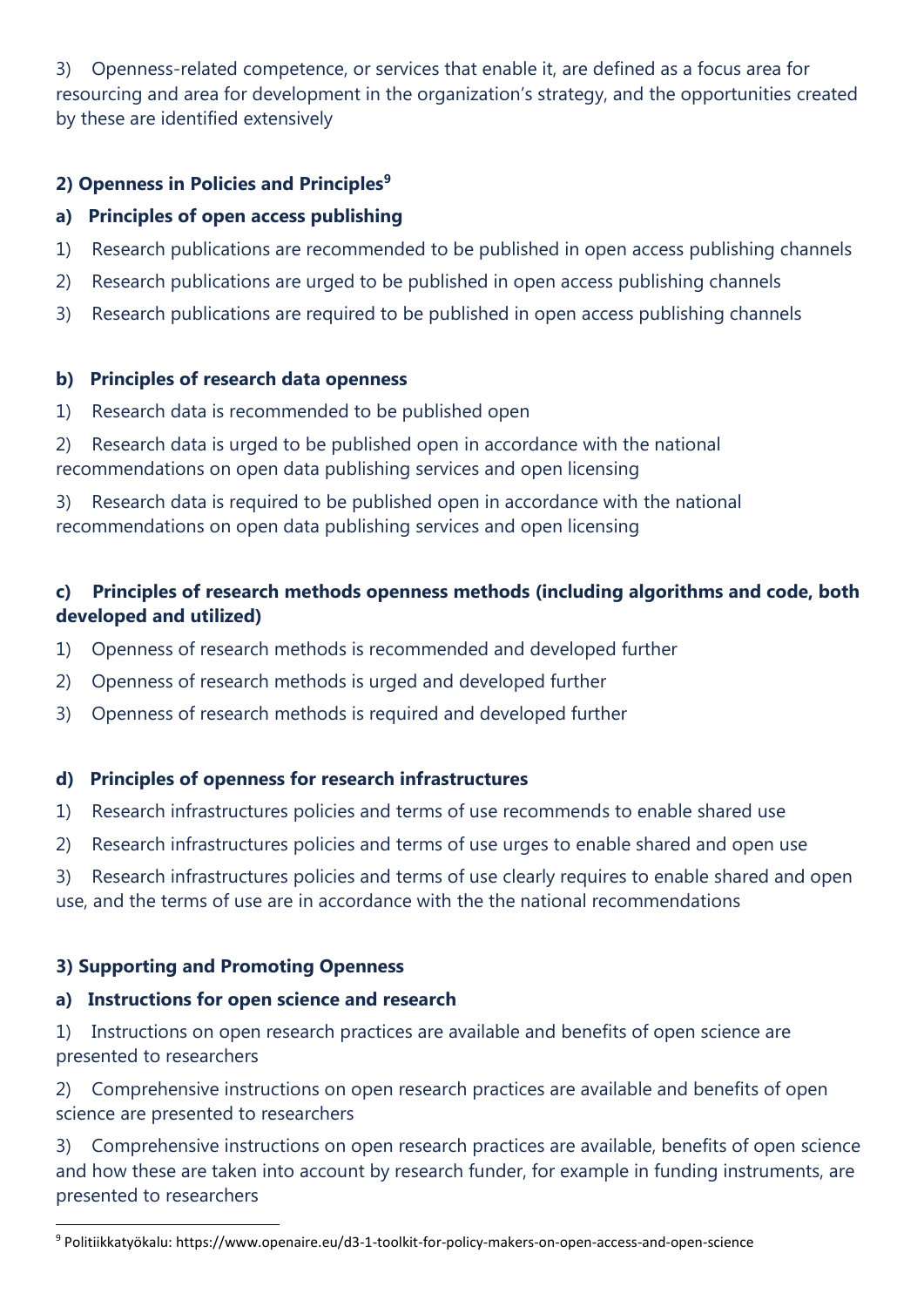3) Openness-related competence, or services that enable it, are defined as a focus area for resourcing and area for development in the organization's strategy, and the opportunities created by these are identified extensively

### 2) Openness in Policies and Principles[9]

#### a) Principles of open access publishing

1) Research publications are recommended to be published in open access publishing channels
2) Research publications are urged to be published in open access publishing channels
3) Research publications are required to be published in open access publishing channels

#### b) Principles of research data openness

1) Research data is recommended to be published open
2) Research data is urged to be published open in accordance with the national recommendations on open data publishing services and open licensing
3) Research data is required to be published open in accordance with the national recommendations on open data publishing services and open licensing

#### c) Principles of research methods openness methods (including algorithms and code, both developed and utilized)

1) Openness of research methods is recommended and developed further
2) Openness of research methods is urged and developed further
3) Openness of research methods is required and developed further

#### d) Principles of openness for research infrastructures

1) Research infrastructures policies and terms of use recommends to enable shared use
2) Research infrastructures policies and terms of use urges to enable shared and open use
3) Research infrastructures policies and terms of use clearly requires to enable shared and open use, and the terms of use are in accordance with the the national recommendations

### 3) Supporting and Promoting Openness

#### a) Instructions for open science and research

1) Instructions on open research practices are available and benefits of open science are presented to researchers
2) Comprehensive instructions on open research practices are available and benefits of open science are presented to researchers
3) Comprehensive instructions on open research practices are available, benefits of open science and how these are taken into account by research funder, for example in funding instruments, are presented to researchers

[9] Politiikkatyökalu: https://www.openaire.eu/d3-1-toolkit-for-policy-makers-on-open-access-and-open-science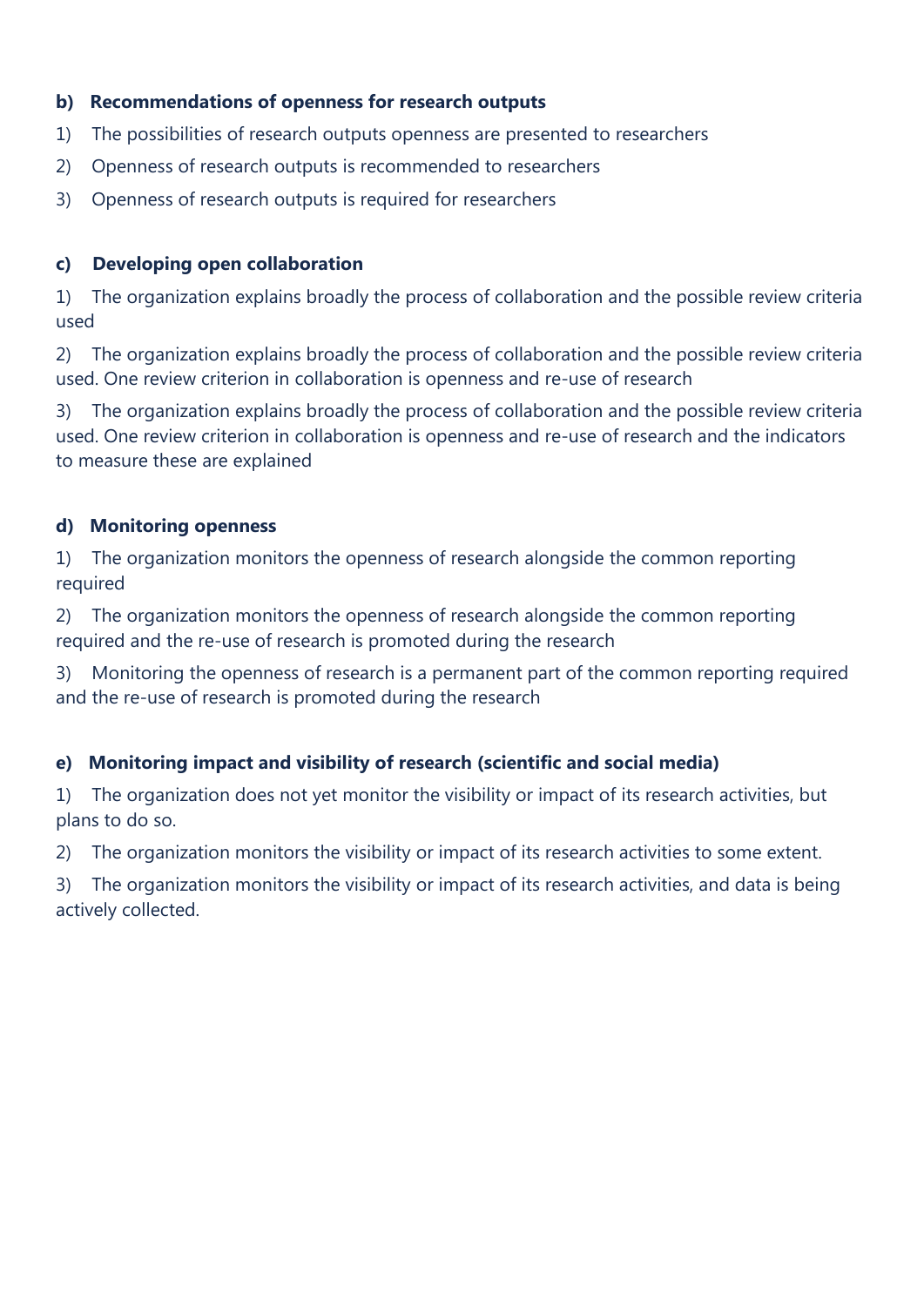**b) Recommendations of openness for research outputs**

1) The possibilities of research outputs openness are presented to researchers

2) Openness of research outputs is recommended to researchers

3) Openness of research outputs is required for researchers

**c) Developing open collaboration**

1) The organization explains broadly the process of collaboration and the possible review criteria used

2) The organization explains broadly the process of collaboration and the possible review criteria used. One review criterion in collaboration is openness and re-use of research

3) The organization explains broadly the process of collaboration and the possible review criteria used. One review criterion in collaboration is openness and re-use of research and the indicators to measure these are explained

**d) Monitoring openness**

1) The organization monitors the openness of research alongside the common reporting required

2) The organization monitors the openness of research alongside the common reporting required and the re-use of research is promoted during the research

3) Monitoring the openness of research is a permanent part of the common reporting required and the re-use of research is promoted during the research

**e) Monitoring impact and visibility of research (scientific and social media)**

1) The organization does not yet monitor the visibility or impact of its research activities, but plans to do so.

2) The organization monitors the visibility or impact of its research activities to some extent.

3) The organization monitors the visibility or impact of its research activities, and data is being actively collected.